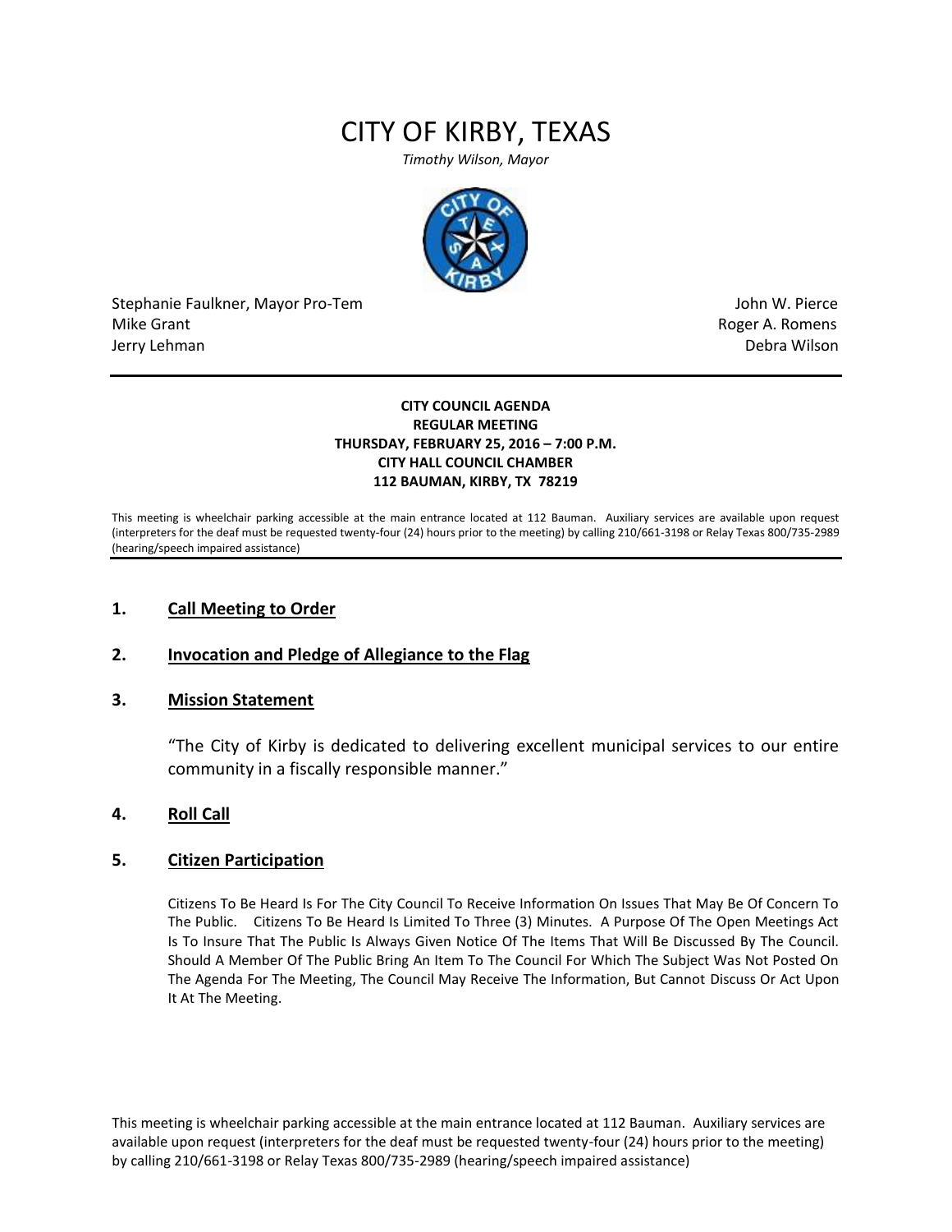# CITY OF KIRBY, TEXAS

*Timothy Wilson, Mayor*

Stephanie Faulkner, Mayor Pro-Tem
Mike Grant
Jerry Lehman

John W. Pierce
Roger A. Romens
Debra Wilson

---

**CITY COUNCIL AGENDA**
**REGULAR MEETING**
**THURSDAY, FEBRUARY 25, 2016 – 7:00 P.M.**
**CITY HALL COUNCIL CHAMBER**
**112 BAUMAN, KIRBY, TX 78219**

This meeting is wheelchair parking accessible at the main entrance located at 112 Bauman. Auxiliary services are available upon request (interpreters for the deaf must be requested twenty-four (24) hours prior to the meeting) by calling 210/661-3198 or Relay Texas 800/735-2989 (hearing/speech impaired assistance)

---

**1. Call Meeting to Order**

**2. Invocation and Pledge of Allegiance to the Flag**

**3. Mission Statement**

"The City of Kirby is dedicated to delivering excellent municipal services to our entire community in a fiscally responsible manner."

**4. Roll Call**

**5. Citizen Participation**

Citizens To Be Heard Is For The City Council To Receive Information On Issues That May Be Of Concern To The Public. Citizens To Be Heard Is Limited To Three (3) Minutes. A Purpose Of The Open Meetings Act Is To Insure That The Public Is Always Given Notice Of The Items That Will Be Discussed By The Council. Should A Member Of The Public Bring An Item To The Council For Which The Subject Was Not Posted On The Agenda For The Meeting, The Council May Receive The Information, But Cannot Discuss Or Act Upon It At The Meeting.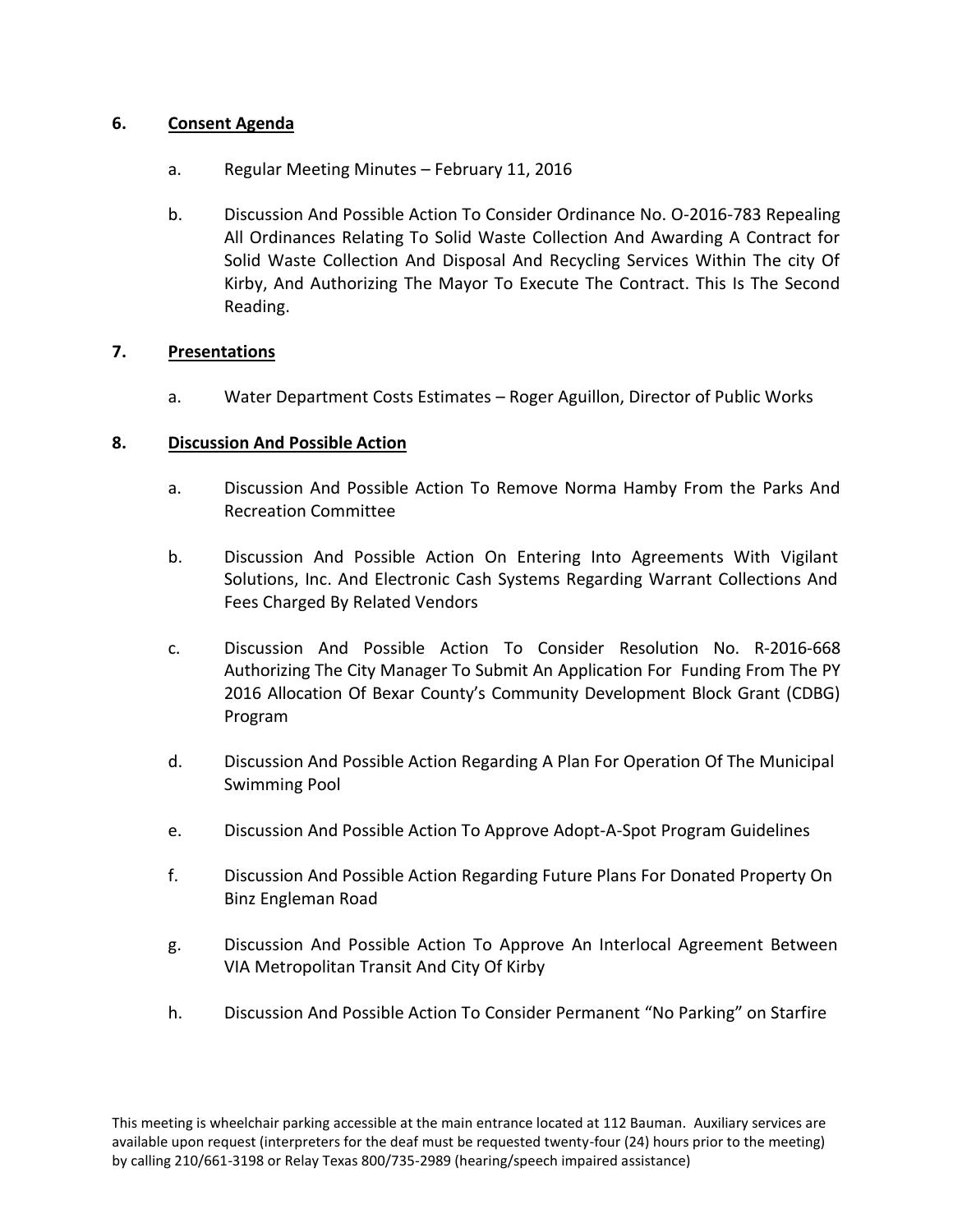## 6. Consent Agenda

a. Regular Meeting Minutes – February 11, 2016

b. Discussion And Possible Action To Consider Ordinance No. O-2016-783 Repealing All Ordinances Relating To Solid Waste Collection And Awarding A Contract for Solid Waste Collection And Disposal And Recycling Services Within The city Of Kirby, And Authorizing The Mayor To Execute The Contract. This Is The Second Reading.

## 7. Presentations

a. Water Department Costs Estimates – Roger Aguillon, Director of Public Works

## 8. Discussion And Possible Action

a. Discussion And Possible Action To Remove Norma Hamby From the Parks And Recreation Committee

b. Discussion And Possible Action On Entering Into Agreements With Vigilant Solutions, Inc. And Electronic Cash Systems Regarding Warrant Collections And Fees Charged By Related Vendors

c. Discussion And Possible Action To Consider Resolution No. R-2016-668 Authorizing The City Manager To Submit An Application For Funding From The PY 2016 Allocation Of Bexar County's Community Development Block Grant (CDBG) Program

d. Discussion And Possible Action Regarding A Plan For Operation Of The Municipal Swimming Pool

e. Discussion And Possible Action To Approve Adopt-A-Spot Program Guidelines

f. Discussion And Possible Action Regarding Future Plans For Donated Property On Binz Engleman Road

g. Discussion And Possible Action To Approve An Interlocal Agreement Between VIA Metropolitan Transit And City Of Kirby

h. Discussion And Possible Action To Consider Permanent "No Parking" on Starfire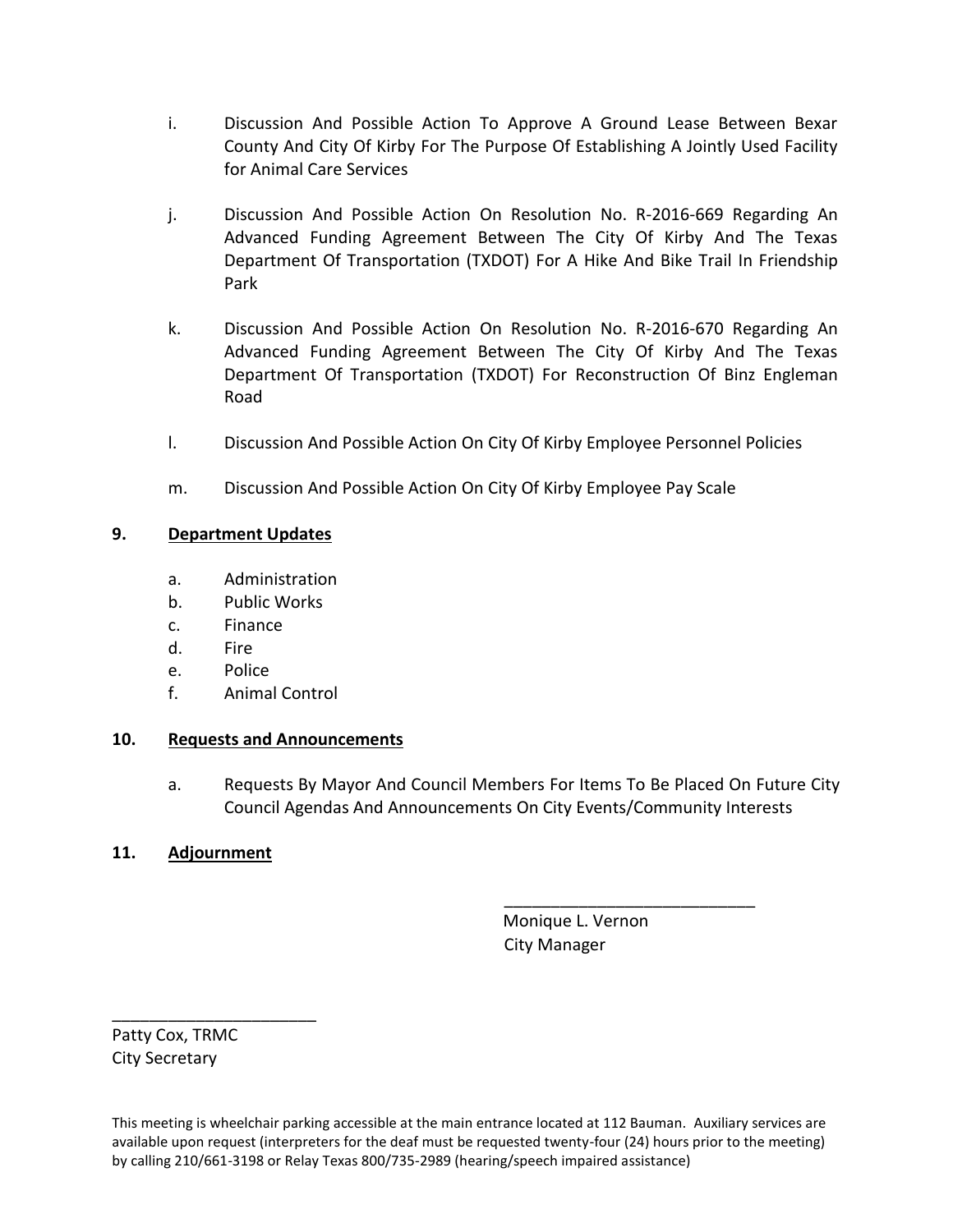i. Discussion And Possible Action To Approve A Ground Lease Between Bexar County And City Of Kirby For The Purpose Of Establishing A Jointly Used Facility for Animal Care Services

j. Discussion And Possible Action On Resolution No. R-2016-669 Regarding An Advanced Funding Agreement Between The City Of Kirby And The Texas Department Of Transportation (TXDOT) For A Hike And Bike Trail In Friendship Park

k. Discussion And Possible Action On Resolution No. R-2016-670 Regarding An Advanced Funding Agreement Between The City Of Kirby And The Texas Department Of Transportation (TXDOT) For Reconstruction Of Binz Engleman Road

l. Discussion And Possible Action On City Of Kirby Employee Personnel Policies

m. Discussion And Possible Action On City Of Kirby Employee Pay Scale

**9. <u>Department Updates</u>**

a. Administration
b. Public Works
c. Finance
d. Fire
e. Police
f. Animal Control

**10. <u>Requests and Announcements</u>**

a. Requests By Mayor And Council Members For Items To Be Placed On Future City Council Agendas And Announcements On City Events/Community Interests

**11. <u>Adjournment</u>**

\_\_\_\_\_\_\_\_\_\_\_\_\_\_\_\_\_\_\_\_\_\_\_\_\_\_\_\_
Monique L. Vernon
City Manager

\_\_\_\_\_\_\_\_\_\_\_\_\_\_\_\_\_\_\_\_\_\_\_
Patty Cox, TRMC
City Secretary

This meeting is wheelchair parking accessible at the main entrance located at 112 Bauman. Auxiliary services are available upon request (interpreters for the deaf must be requested twenty-four (24) hours prior to the meeting) by calling 210/661-3198 or Relay Texas 800/735-2989 (hearing/speech impaired assistance)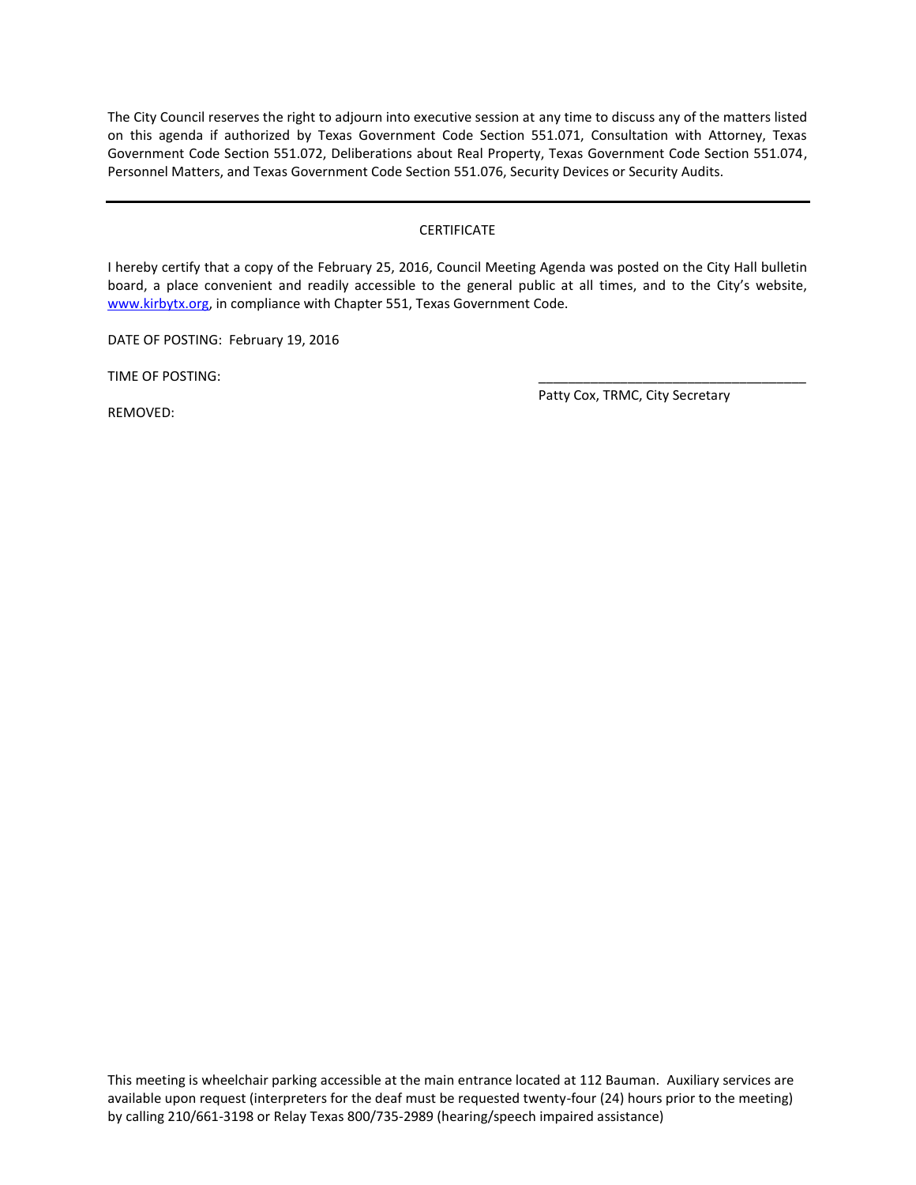The City Council reserves the right to adjourn into executive session at any time to discuss any of the matters listed on this agenda if authorized by Texas Government Code Section 551.071, Consultation with Attorney, Texas Government Code Section 551.072, Deliberations about Real Property, Texas Government Code Section 551.074, Personnel Matters, and Texas Government Code Section 551.076, Security Devices or Security Audits.

---

CERTIFICATE

I hereby certify that a copy of the February 25, 2016, Council Meeting Agenda was posted on the City Hall bulletin board, a place convenient and readily accessible to the general public at all times, and to the City's website, [www.kirbytx.org](http://www.kirbytx.org), in compliance with Chapter 551, Texas Government Code.

DATE OF POSTING: February 19, 2016

TIME OF POSTING:

___________________________________

Patty Cox, TRMC, City Secretary

REMOVED:

This meeting is wheelchair parking accessible at the main entrance located at 112 Bauman. Auxiliary services are available upon request (interpreters for the deaf must be requested twenty-four (24) hours prior to the meeting) by calling 210/661-3198 or Relay Texas 800/735-2989 (hearing/speech impaired assistance)